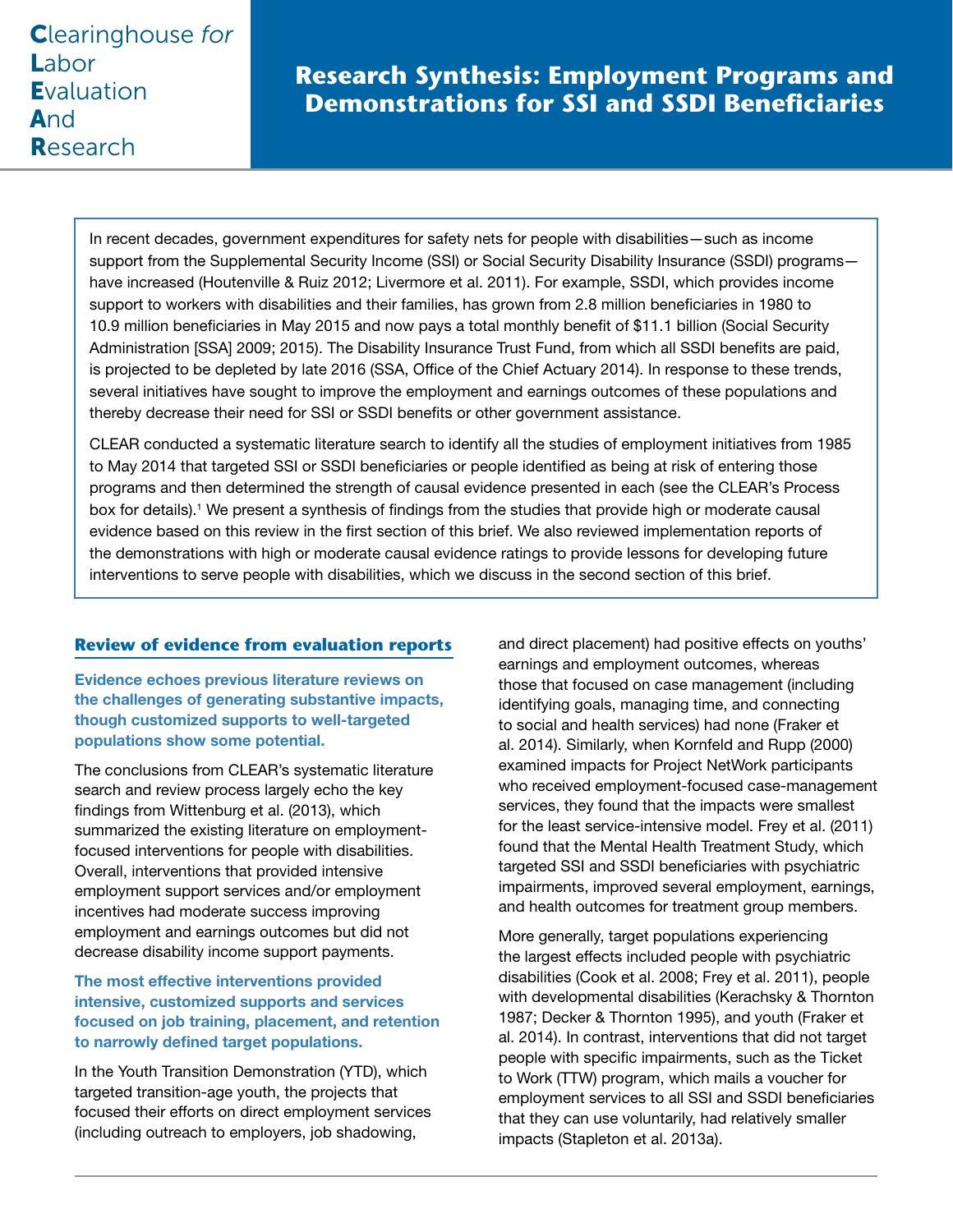**C**learinghouse *for* **L**abor **E**valuation **A**nd **R**esearch

# Research Synthesis: Employment Programs and Demonstrations for SSI and SSDI Beneficiaries

In recent decades, government expenditures for safety nets for people with disabilities—such as income support from the Supplemental Security Income (SSI) or Social Security Disability Insurance (SSDI) programs—have increased (Houtenville & Ruiz 2012; Livermore et al. 2011). For example, SSDI, which provides income support to workers with disabilities and their families, has grown from 2.8 million beneficiaries in 1980 to 10.9 million beneficiaries in May 2015 and now pays a total monthly benefit of $11.1 billion (Social Security Administration [SSA] 2009; 2015). The Disability Insurance Trust Fund, from which all SSDI benefits are paid, is projected to be depleted by late 2016 (SSA, Office of the Chief Actuary 2014). In response to these trends, several initiatives have sought to improve the employment and earnings outcomes of these populations and thereby decrease their need for SSI or SSDI benefits or other government assistance.

CLEAR conducted a systematic literature search to identify all the studies of employment initiatives from 1985 to May 2014 that targeted SSI or SSDI beneficiaries or people identified as being at risk of entering those programs and then determined the strength of causal evidence presented in each (see the CLEAR's Process box for details).[1] We present a synthesis of findings from the studies that provide high or moderate causal evidence based on this review in the first section of this brief. We also reviewed implementation reports of the demonstrations with high or moderate causal evidence ratings to provide lessons for developing future interventions to serve people with disabilities, which we discuss in the second section of this brief.

## Review of evidence from evaluation reports

**Evidence echoes previous literature reviews on the challenges of generating substantive impacts, though customized supports to well-targeted populations show some potential.**

The conclusions from CLEAR's systematic literature search and review process largely echo the key findings from Wittenburg et al. (2013), which summarized the existing literature on employment-focused interventions for people with disabilities. Overall, interventions that provided intensive employment support services and/or employment incentives had moderate success improving employment and earnings outcomes but did not decrease disability income support payments.

**The most effective interventions provided intensive, customized supports and services focused on job training, placement, and retention to narrowly defined target populations.**

In the Youth Transition Demonstration (YTD), which targeted transition-age youth, the projects that focused their efforts on direct employment services (including outreach to employers, job shadowing, and direct placement) had positive effects on youths' earnings and employment outcomes, whereas those that focused on case management (including identifying goals, managing time, and connecting to social and health services) had none (Fraker et al. 2014). Similarly, when Kornfeld and Rupp (2000) examined impacts for Project NetWork participants who received employment-focused case-management services, they found that the impacts were smallest for the least service-intensive model. Frey et al. (2011) found that the Mental Health Treatment Study, which targeted SSI and SSDI beneficiaries with psychiatric impairments, improved several employment, earnings, and health outcomes for treatment group members.

More generally, target populations experiencing the largest effects included people with psychiatric disabilities (Cook et al. 2008; Frey et al. 2011), people with developmental disabilities (Kerachsky & Thornton 1987; Decker & Thornton 1995), and youth (Fraker et al. 2014). In contrast, interventions that did not target people with specific impairments, such as the Ticket to Work (TTW) program, which mails a voucher for employment services to all SSI and SSDI beneficiaries that they can use voluntarily, had relatively smaller impacts (Stapleton et al. 2013a).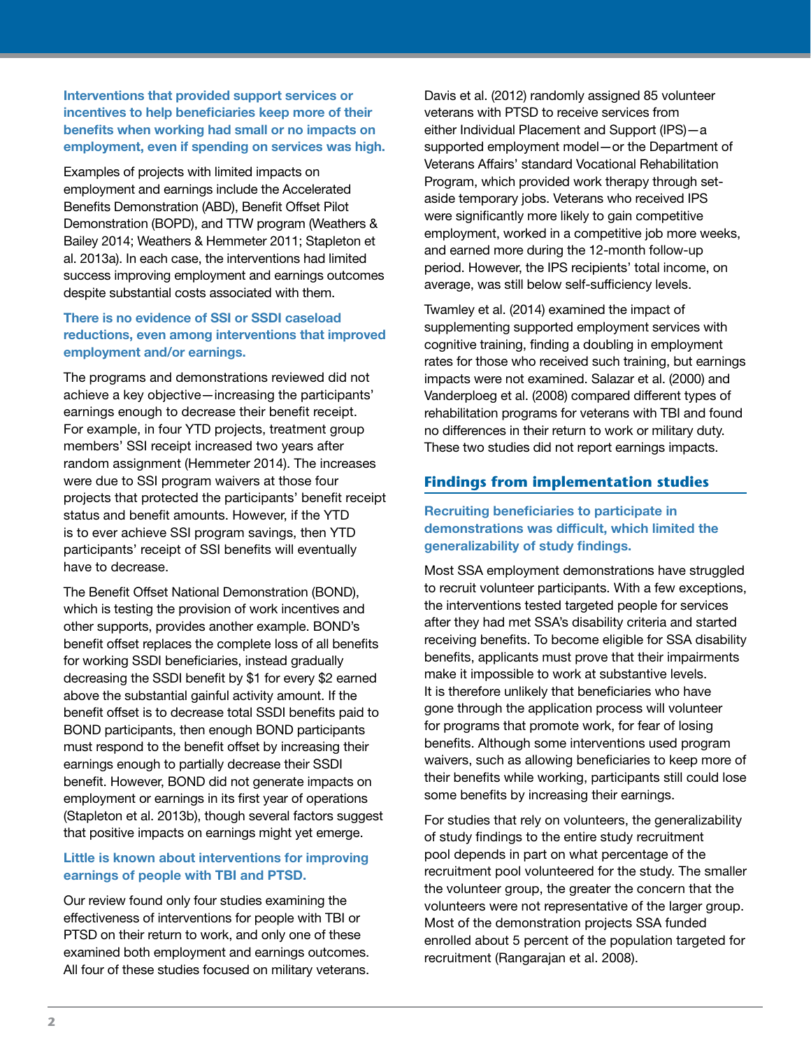**Interventions that provided support services or incentives to help beneficiaries keep more of their benefits when working had small or no impacts on employment, even if spending on services was high.**

Examples of projects with limited impacts on employment and earnings include the Accelerated Benefits Demonstration (ABD), Benefit Offset Pilot Demonstration (BOPD), and TTW program (Weathers & Bailey 2014; Weathers & Hemmeter 2011; Stapleton et al. 2013a). In each case, the interventions had limited success improving employment and earnings outcomes despite substantial costs associated with them.

**There is no evidence of SSI or SSDI caseload reductions, even among interventions that improved employment and/or earnings.**

The programs and demonstrations reviewed did not achieve a key objective—increasing the participants' earnings enough to decrease their benefit receipt. For example, in four YTD projects, treatment group members' SSI receipt increased two years after random assignment (Hemmeter 2014). The increases were due to SSI program waivers at those four projects that protected the participants' benefit receipt status and benefit amounts. However, if the YTD is to ever achieve SSI program savings, then YTD participants' receipt of SSI benefits will eventually have to decrease.

The Benefit Offset National Demonstration (BOND), which is testing the provision of work incentives and other supports, provides another example. BOND's benefit offset replaces the complete loss of all benefits for working SSDI beneficiaries, instead gradually decreasing the SSDI benefit by $1 for every $2 earned above the substantial gainful activity amount. If the benefit offset is to decrease total SSDI benefits paid to BOND participants, then enough BOND participants must respond to the benefit offset by increasing their earnings enough to partially decrease their SSDI benefit. However, BOND did not generate impacts on employment or earnings in its first year of operations (Stapleton et al. 2013b), though several factors suggest that positive impacts on earnings might yet emerge.

**Little is known about interventions for improving earnings of people with TBI and PTSD.**

Our review found only four studies examining the effectiveness of interventions for people with TBI or PTSD on their return to work, and only one of these examined both employment and earnings outcomes. All four of these studies focused on military veterans.

Davis et al. (2012) randomly assigned 85 volunteer veterans with PTSD to receive services from either Individual Placement and Support (IPS)—a supported employment model—or the Department of Veterans Affairs' standard Vocational Rehabilitation Program, which provided work therapy through set-aside temporary jobs. Veterans who received IPS were significantly more likely to gain competitive employment, worked in a competitive job more weeks, and earned more during the 12-month follow-up period. However, the IPS recipients' total income, on average, was still below self-sufficiency levels.

Twamley et al. (2014) examined the impact of supplementing supported employment services with cognitive training, finding a doubling in employment rates for those who received such training, but earnings impacts were not examined. Salazar et al. (2000) and Vanderploeg et al. (2008) compared different types of rehabilitation programs for veterans with TBI and found no differences in their return to work or military duty. These two studies did not report earnings impacts.

## Findings from implementation studies

**Recruiting beneficiaries to participate in demonstrations was difficult, which limited the generalizability of study findings.**

Most SSA employment demonstrations have struggled to recruit volunteer participants. With a few exceptions, the interventions tested targeted people for services after they had met SSA's disability criteria and started receiving benefits. To become eligible for SSA disability benefits, applicants must prove that their impairments make it impossible to work at substantive levels. It is therefore unlikely that beneficiaries who have gone through the application process will volunteer for programs that promote work, for fear of losing benefits. Although some interventions used program waivers, such as allowing beneficiaries to keep more of their benefits while working, participants still could lose some benefits by increasing their earnings.

For studies that rely on volunteers, the generalizability of study findings to the entire study recruitment pool depends in part on what percentage of the recruitment pool volunteered for the study. The smaller the volunteer group, the greater the concern that the volunteers were not representative of the larger group. Most of the demonstration projects SSA funded enrolled about 5 percent of the population targeted for recruitment (Rangarajan et al. 2008).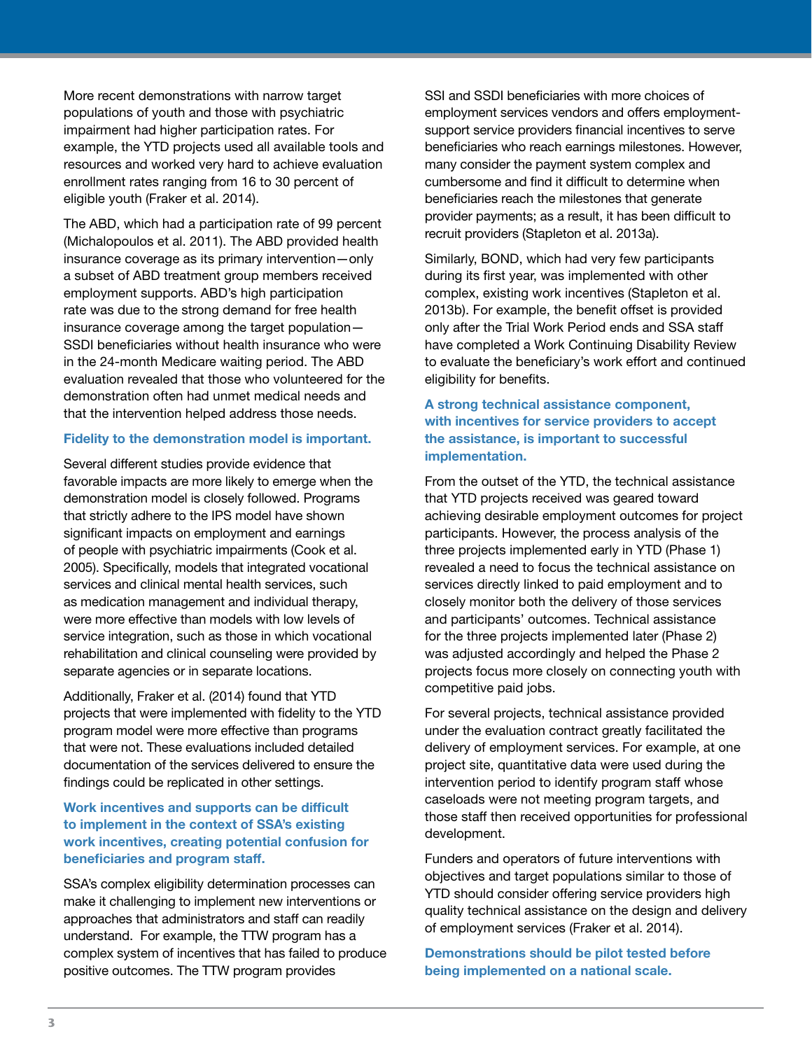More recent demonstrations with narrow target populations of youth and those with psychiatric impairment had higher participation rates. For example, the YTD projects used all available tools and resources and worked very hard to achieve evaluation enrollment rates ranging from 16 to 30 percent of eligible youth (Fraker et al. 2014).

The ABD, which had a participation rate of 99 percent (Michalopoulos et al. 2011). The ABD provided health insurance coverage as its primary intervention—only a subset of ABD treatment group members received employment supports. ABD's high participation rate was due to the strong demand for free health insurance coverage among the target population—SSDI beneficiaries without health insurance who were in the 24-month Medicare waiting period. The ABD evaluation revealed that those who volunteered for the demonstration often had unmet medical needs and that the intervention helped address those needs.

### Fidelity to the demonstration model is important.

Several different studies provide evidence that favorable impacts are more likely to emerge when the demonstration model is closely followed. Programs that strictly adhere to the IPS model have shown significant impacts on employment and earnings of people with psychiatric impairments (Cook et al. 2005). Specifically, models that integrated vocational services and clinical mental health services, such as medication management and individual therapy, were more effective than models with low levels of service integration, such as those in which vocational rehabilitation and clinical counseling were provided by separate agencies or in separate locations.

Additionally, Fraker et al. (2014) found that YTD projects that were implemented with fidelity to the YTD program model were more effective than programs that were not. These evaluations included detailed documentation of the services delivered to ensure the findings could be replicated in other settings.

### Work incentives and supports can be difficult to implement in the context of SSA's existing work incentives, creating potential confusion for beneficiaries and program staff.

SSA's complex eligibility determination processes can make it challenging to implement new interventions or approaches that administrators and staff can readily understand. For example, the TTW program has a complex system of incentives that has failed to produce positive outcomes. The TTW program provides SSI and SSDI beneficiaries with more choices of employment services vendors and offers employment-support service providers financial incentives to serve beneficiaries who reach earnings milestones. However, many consider the payment system complex and cumbersome and find it difficult to determine when beneficiaries reach the milestones that generate provider payments; as a result, it has been difficult to recruit providers (Stapleton et al. 2013a).

Similarly, BOND, which had very few participants during its first year, was implemented with other complex, existing work incentives (Stapleton et al. 2013b). For example, the benefit offset is provided only after the Trial Work Period ends and SSA staff have completed a Work Continuing Disability Review to evaluate the beneficiary's work effort and continued eligibility for benefits.

### A strong technical assistance component, with incentives for service providers to accept the assistance, is important to successful implementation.

From the outset of the YTD, the technical assistance that YTD projects received was geared toward achieving desirable employment outcomes for project participants. However, the process analysis of the three projects implemented early in YTD (Phase 1) revealed a need to focus the technical assistance on services directly linked to paid employment and to closely monitor both the delivery of those services and participants' outcomes. Technical assistance for the three projects implemented later (Phase 2) was adjusted accordingly and helped the Phase 2 projects focus more closely on connecting youth with competitive paid jobs.

For several projects, technical assistance provided under the evaluation contract greatly facilitated the delivery of employment services. For example, at one project site, quantitative data were used during the intervention period to identify program staff whose caseloads were not meeting program targets, and those staff then received opportunities for professional development.

Funders and operators of future interventions with objectives and target populations similar to those of YTD should consider offering service providers high quality technical assistance on the design and delivery of employment services (Fraker et al. 2014).

### Demonstrations should be pilot tested before being implemented on a national scale.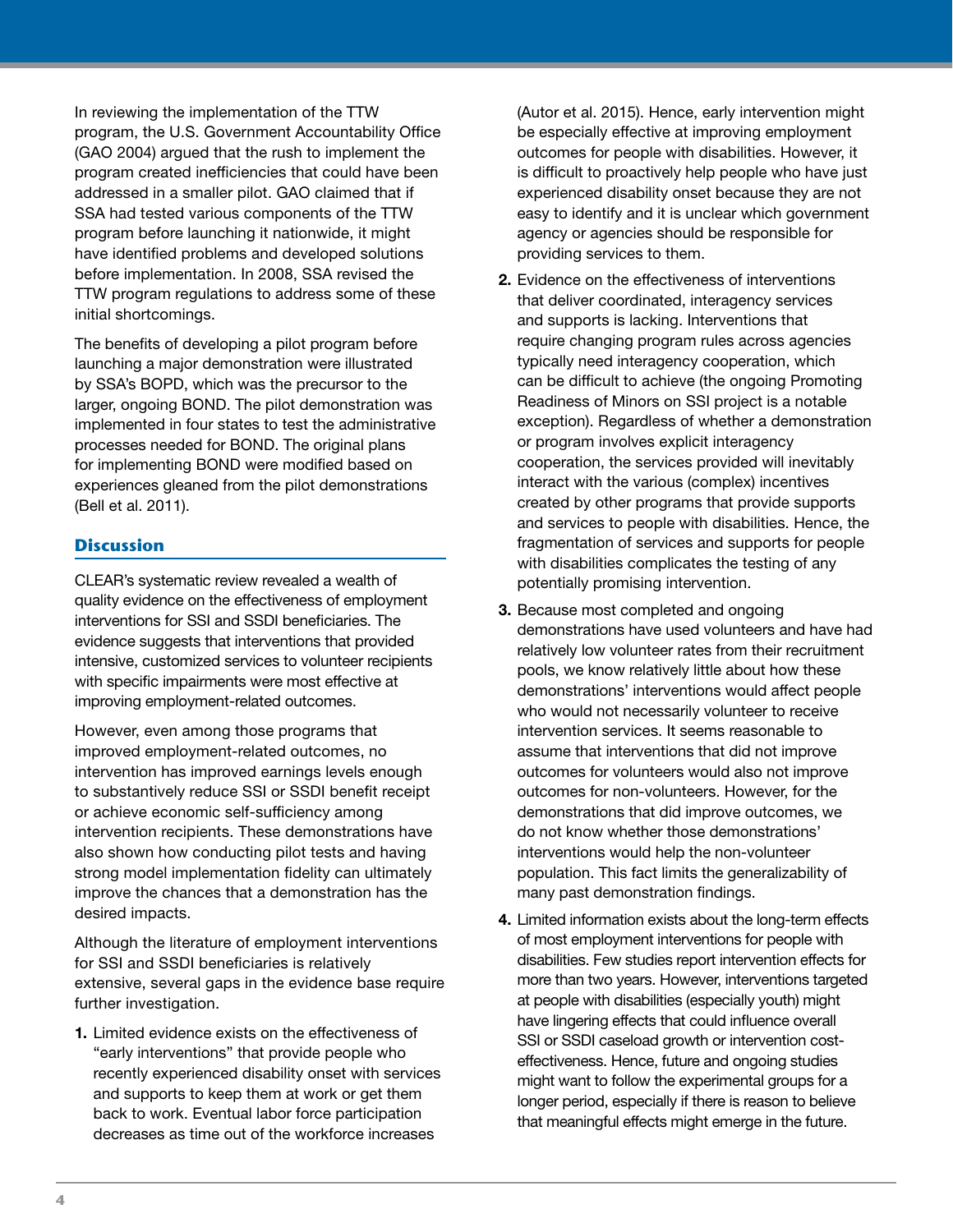In reviewing the implementation of the TTW program, the U.S. Government Accountability Office (GAO 2004) argued that the rush to implement the program created inefficiencies that could have been addressed in a smaller pilot. GAO claimed that if SSA had tested various components of the TTW program before launching it nationwide, it might have identified problems and developed solutions before implementation. In 2008, SSA revised the TTW program regulations to address some of these initial shortcomings.

The benefits of developing a pilot program before launching a major demonstration were illustrated by SSA's BOPD, which was the precursor to the larger, ongoing BOND. The pilot demonstration was implemented in four states to test the administrative processes needed for BOND. The original plans for implementing BOND were modified based on experiences gleaned from the pilot demonstrations (Bell et al. 2011).

## Discussion

CLEAR's systematic review revealed a wealth of quality evidence on the effectiveness of employment interventions for SSI and SSDI beneficiaries. The evidence suggests that interventions that provided intensive, customized services to volunteer recipients with specific impairments were most effective at improving employment-related outcomes.

However, even among those programs that improved employment-related outcomes, no intervention has improved earnings levels enough to substantively reduce SSI or SSDI benefit receipt or achieve economic self-sufficiency among intervention recipients. These demonstrations have also shown how conducting pilot tests and having strong model implementation fidelity can ultimately improve the chances that a demonstration has the desired impacts.

Although the literature of employment interventions for SSI and SSDI beneficiaries is relatively extensive, several gaps in the evidence base require further investigation.

1. Limited evidence exists on the effectiveness of "early interventions" that provide people who recently experienced disability onset with services and supports to keep them at work or get them back to work. Eventual labor force participation decreases as time out of the workforce increases (Autor et al. 2015). Hence, early intervention might be especially effective at improving employment outcomes for people with disabilities. However, it is difficult to proactively help people who have just experienced disability onset because they are not easy to identify and it is unclear which government agency or agencies should be responsible for providing services to them.
2. Evidence on the effectiveness of interventions that deliver coordinated, interagency services and supports is lacking. Interventions that require changing program rules across agencies typically need interagency cooperation, which can be difficult to achieve (the ongoing Promoting Readiness of Minors on SSI project is a notable exception). Regardless of whether a demonstration or program involves explicit interagency cooperation, the services provided will inevitably interact with the various (complex) incentives created by other programs that provide supports and services to people with disabilities. Hence, the fragmentation of services and supports for people with disabilities complicates the testing of any potentially promising intervention.
3. Because most completed and ongoing demonstrations have used volunteers and have had relatively low volunteer rates from their recruitment pools, we know relatively little about how these demonstrations' interventions would affect people who would not necessarily volunteer to receive intervention services. It seems reasonable to assume that interventions that did not improve outcomes for volunteers would also not improve outcomes for non-volunteers. However, for the demonstrations that did improve outcomes, we do not know whether those demonstrations' interventions would help the non-volunteer population. This fact limits the generalizability of many past demonstration findings.
4. Limited information exists about the long-term effects of most employment interventions for people with disabilities. Few studies report intervention effects for more than two years. However, interventions targeted at people with disabilities (especially youth) might have lingering effects that could influence overall SSI or SSDI caseload growth or intervention cost-effectiveness. Hence, future and ongoing studies might want to follow the experimental groups for a longer period, especially if there is reason to believe that meaningful effects might emerge in the future.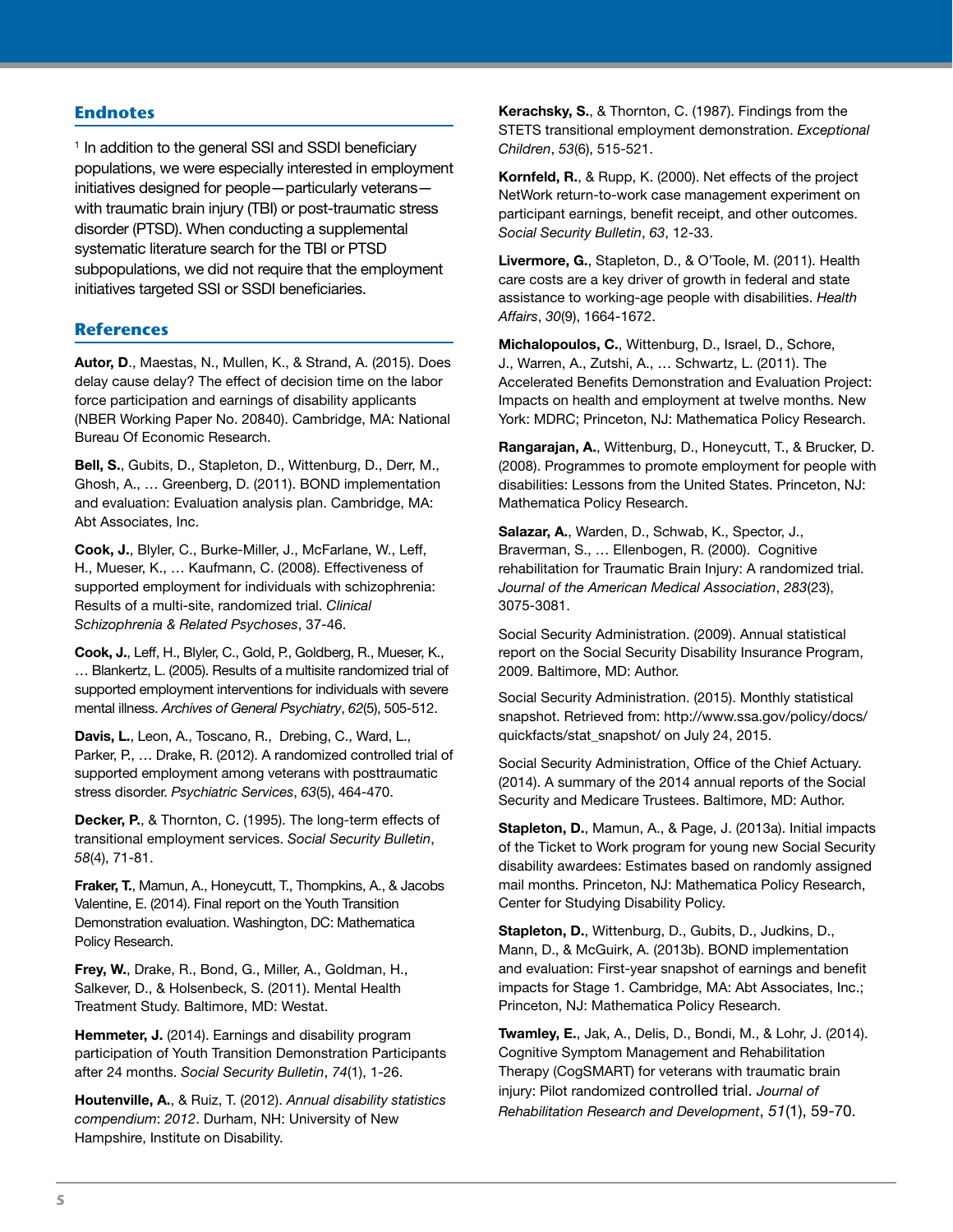## Endnotes

[1] In addition to the general SSI and SSDI beneficiary populations, we were especially interested in employment initiatives designed for people—particularly veterans—with traumatic brain injury (TBI) or post-traumatic stress disorder (PTSD). When conducting a supplemental systematic literature search for the TBI or PTSD subpopulations, we did not require that the employment initiatives targeted SSI or SSDI beneficiaries.

## References

**Autor, D**., Maestas, N., Mullen, K., & Strand, A. (2015). Does delay cause delay? The effect of decision time on the labor force participation and earnings of disability applicants (NBER Working Paper No. 20840). Cambridge, MA: National Bureau Of Economic Research.

**Bell, S.**, Gubits, D., Stapleton, D., Wittenburg, D., Derr, M., Ghosh, A., … Greenberg, D. (2011). BOND implementation and evaluation: Evaluation analysis plan. Cambridge, MA: Abt Associates, Inc.

**Cook, J.**, Blyler, C., Burke-Miller, J., McFarlane, W., Leff, H., Mueser, K., … Kaufmann, C. (2008). Effectiveness of supported employment for individuals with schizophrenia: Results of a multi-site, randomized trial. *Clinical Schizophrenia & Related Psychoses*, 37-46.

**Cook, J.**, Leff, H., Blyler, C., Gold, P., Goldberg, R., Mueser, K., … Blankertz, L. (2005). Results of a multisite randomized trial of supported employment interventions for individuals with severe mental illness. *Archives of General Psychiatry*, *62*(5), 505-512.

**Davis, L.**, Leon, A., Toscano, R., Drebing, C., Ward, L., Parker, P., … Drake, R. (2012). A randomized controlled trial of supported employment among veterans with posttraumatic stress disorder. *Psychiatric Services*, *63*(5), 464-470.

**Decker, P.**, & Thornton, C. (1995). The long-term effects of transitional employment services. *Social Security Bulletin*, *58*(4), 71-81.

**Fraker, T.**, Mamun, A., Honeycutt, T., Thompkins, A., & Jacobs Valentine, E. (2014). Final report on the Youth Transition Demonstration evaluation. Washington, DC: Mathematica Policy Research.

**Frey, W.**, Drake, R., Bond, G., Miller, A., Goldman, H., Salkever, D., & Holsenbeck, S. (2011). Mental Health Treatment Study. Baltimore, MD: Westat.

**Hemmeter, J.** (2014). Earnings and disability program participation of Youth Transition Demonstration Participants after 24 months. *Social Security Bulletin*, *74*(1), 1-26.

**Houtenville, A.**, & Ruiz, T. (2012). *Annual disability statistics compendium*: *2012*. Durham, NH: University of New Hampshire, Institute on Disability.

**Kerachsky, S.**, & Thornton, C. (1987). Findings from the STETS transitional employment demonstration. *Exceptional Children*, *53*(6), 515-521.

**Kornfeld, R.**, & Rupp, K. (2000). Net effects of the project NetWork return-to-work case management experiment on participant earnings, benefit receipt, and other outcomes. *Social Security Bulletin*, *63*, 12-33.

**Livermore, G.**, Stapleton, D., & O'Toole, M. (2011). Health care costs are a key driver of growth in federal and state assistance to working-age people with disabilities. *Health Affairs*, *30*(9), 1664-1672.

**Michalopoulos, C.**, Wittenburg, D., Israel, D., Schore, J., Warren, A., Zutshi, A., … Schwartz, L. (2011). The Accelerated Benefits Demonstration and Evaluation Project: Impacts on health and employment at twelve months. New York: MDRC; Princeton, NJ: Mathematica Policy Research.

**Rangarajan, A.**, Wittenburg, D., Honeycutt, T., & Brucker, D. (2008). Programmes to promote employment for people with disabilities: Lessons from the United States. Princeton, NJ: Mathematica Policy Research.

**Salazar, A.**, Warden, D., Schwab, K., Spector, J., Braverman, S., … Ellenbogen, R. (2000). Cognitive rehabilitation for Traumatic Brain Injury: A randomized trial. *Journal of the American Medical Association*, *283*(23), 3075-3081.

Social Security Administration. (2009). Annual statistical report on the Social Security Disability Insurance Program, 2009. Baltimore, MD: Author.

Social Security Administration. (2015). Monthly statistical snapshot. Retrieved from: http://www.ssa.gov/policy/docs/quickfacts/stat_snapshot/ on July 24, 2015.

Social Security Administration, Office of the Chief Actuary. (2014). A summary of the 2014 annual reports of the Social Security and Medicare Trustees. Baltimore, MD: Author.

**Stapleton, D.**, Mamun, A., & Page, J. (2013a). Initial impacts of the Ticket to Work program for young new Social Security disability awardees: Estimates based on randomly assigned mail months. Princeton, NJ: Mathematica Policy Research, Center for Studying Disability Policy.

**Stapleton, D.**, Wittenburg, D., Gubits, D., Judkins, D., Mann, D., & McGuirk, A. (2013b). BOND implementation and evaluation: First-year snapshot of earnings and benefit impacts for Stage 1. Cambridge, MA: Abt Associates, Inc.; Princeton, NJ: Mathematica Policy Research.

**Twamley, E.**, Jak, A., Delis, D., Bondi, M., & Lohr, J. (2014). Cognitive Symptom Management and Rehabilitation Therapy (CogSMART) for veterans with traumatic brain injury: Pilot randomized controlled trial. *Journal of Rehabilitation Research and Development*, *51*(1), 59-70.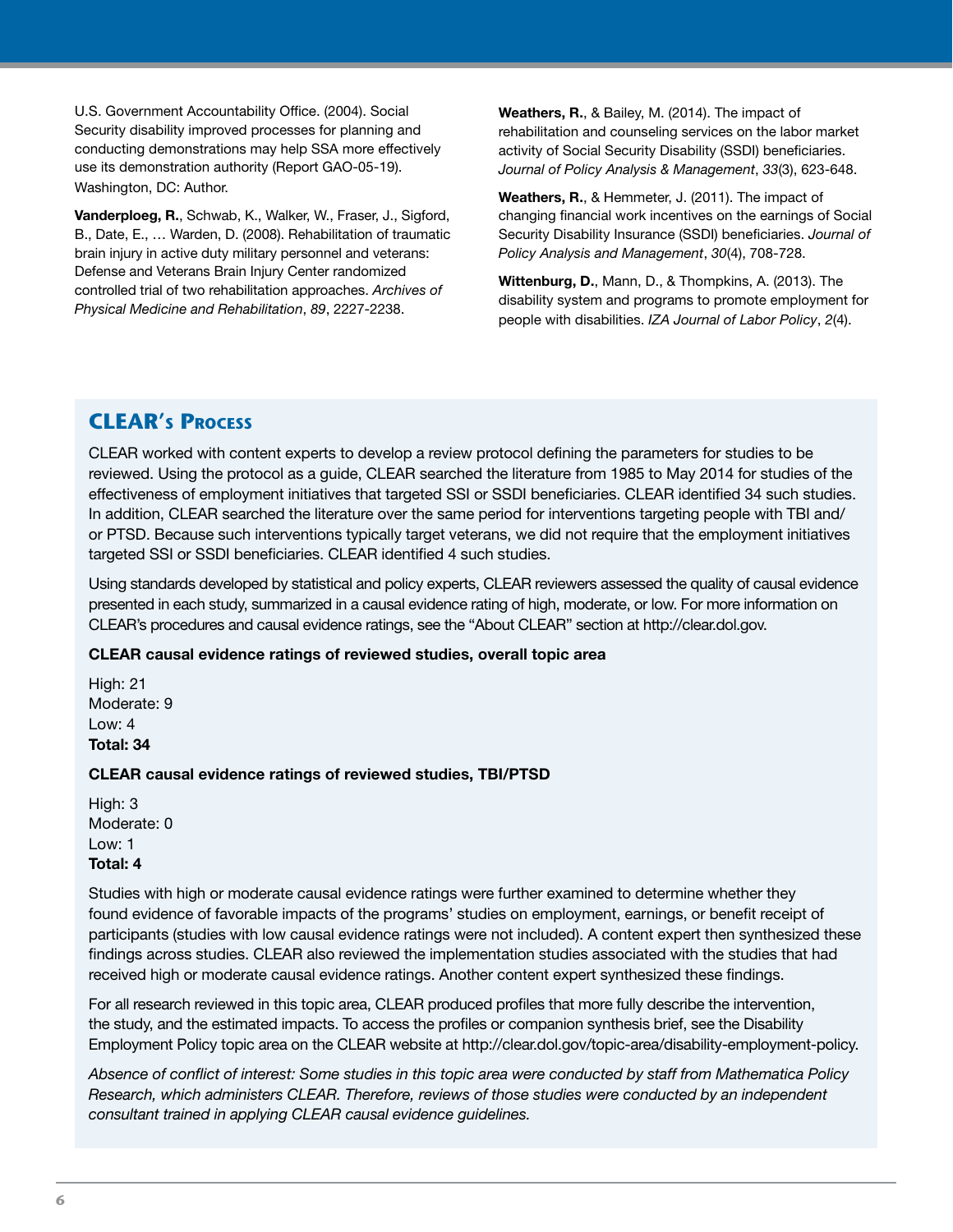U.S. Government Accountability Office. (2004). Social Security disability improved processes for planning and conducting demonstrations may help SSA more effectively use its demonstration authority (Report GAO-05-19). Washington, DC: Author.

**Vanderploeg, R.**, Schwab, K., Walker, W., Fraser, J., Sigford, B., Date, E., … Warden, D. (2008). Rehabilitation of traumatic brain injury in active duty military personnel and veterans: Defense and Veterans Brain Injury Center randomized controlled trial of two rehabilitation approaches. *Archives of Physical Medicine and Rehabilitation*, *89*, 2227-2238.

**Weathers, R.**, & Bailey, M. (2014). The impact of rehabilitation and counseling services on the labor market activity of Social Security Disability (SSDI) beneficiaries. *Journal of Policy Analysis & Management*, *33*(3), 623-648.

**Weathers, R.**, & Hemmeter, J. (2011). The impact of changing financial work incentives on the earnings of Social Security Disability Insurance (SSDI) beneficiaries. *Journal of Policy Analysis and Management*, *30*(4), 708-728.

**Wittenburg, D.**, Mann, D., & Thompkins, A. (2013). The disability system and programs to promote employment for people with disabilities. *IZA Journal of Labor Policy*, *2*(4).

## CLEAR's Process

CLEAR worked with content experts to develop a review protocol defining the parameters for studies to be reviewed. Using the protocol as a guide, CLEAR searched the literature from 1985 to May 2014 for studies of the effectiveness of employment initiatives that targeted SSI or SSDI beneficiaries. CLEAR identified 34 such studies. In addition, CLEAR searched the literature over the same period for interventions targeting people with TBI and/or PTSD. Because such interventions typically target veterans, we did not require that the employment initiatives targeted SSI or SSDI beneficiaries. CLEAR identified 4 such studies.

Using standards developed by statistical and policy experts, CLEAR reviewers assessed the quality of causal evidence presented in each study, summarized in a causal evidence rating of high, moderate, or low. For more information on CLEAR's procedures and causal evidence ratings, see the "About CLEAR" section at http://clear.dol.gov.

**CLEAR causal evidence ratings of reviewed studies, overall topic area**

High: 21
Moderate: 9
Low: 4
**Total: 34**

**CLEAR causal evidence ratings of reviewed studies, TBI/PTSD**

High: 3
Moderate: 0
Low: 1
**Total: 4**

Studies with high or moderate causal evidence ratings were further examined to determine whether they found evidence of favorable impacts of the programs' studies on employment, earnings, or benefit receipt of participants (studies with low causal evidence ratings were not included). A content expert then synthesized these findings across studies. CLEAR also reviewed the implementation studies associated with the studies that had received high or moderate causal evidence ratings. Another content expert synthesized these findings.

For all research reviewed in this topic area, CLEAR produced profiles that more fully describe the intervention, the study, and the estimated impacts. To access the profiles or companion synthesis brief, see the Disability Employment Policy topic area on the CLEAR website at http://clear.dol.gov/topic-area/disability-employment-policy.

*Absence of conflict of interest: Some studies in this topic area were conducted by staff from Mathematica Policy Research, which administers CLEAR. Therefore, reviews of those studies were conducted by an independent consultant trained in applying CLEAR causal evidence guidelines.*